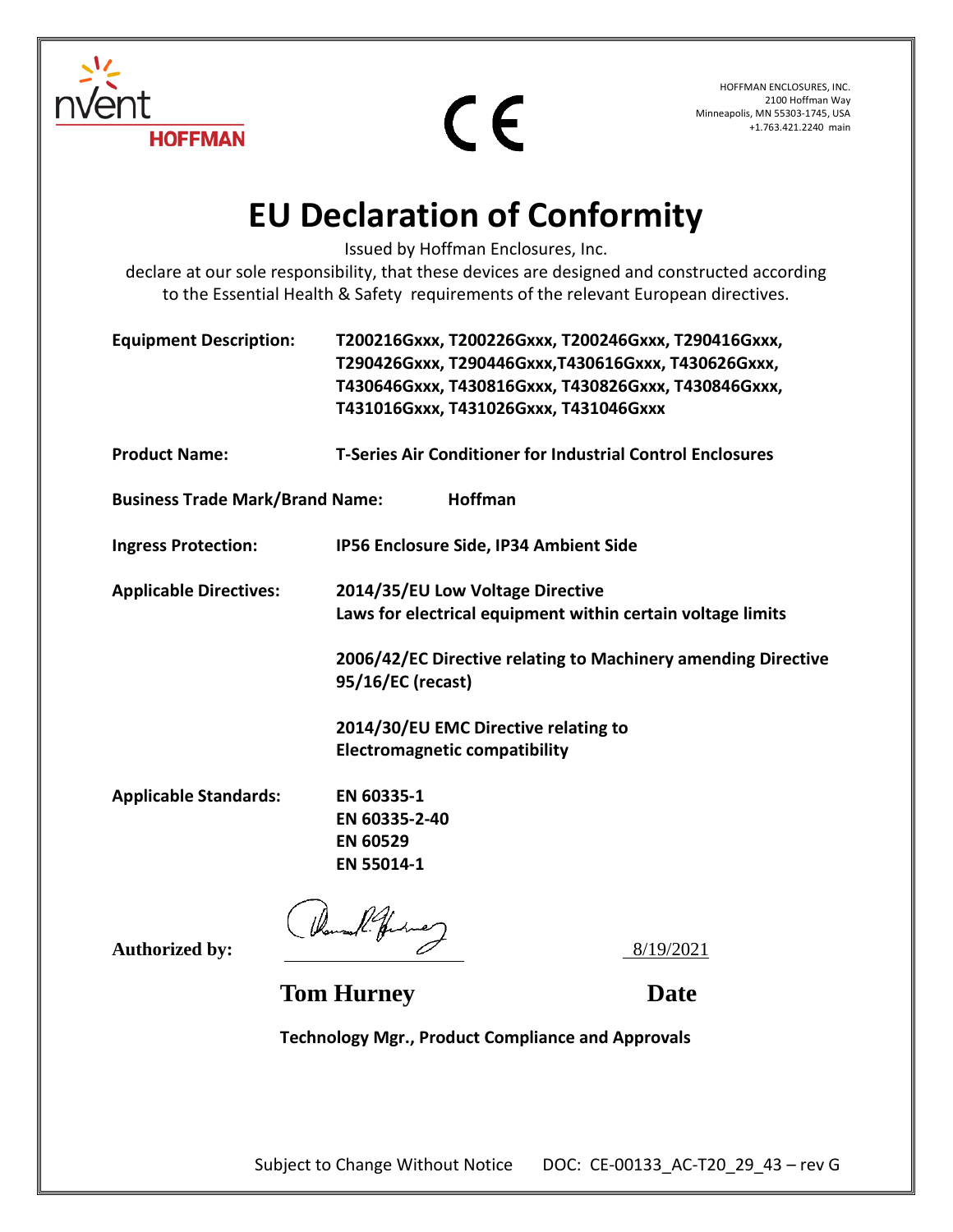HOFFMAN ENCLOSURES, INC.
2100 Hoffman Way
Minneapolis, MN 55303-1745, USA
+1.763.421.2240 main

CE

# EU Declaration of Conformity

Issued by Hoffman Enclosures, Inc.
declare at our sole responsibility, that these devices are designed and constructed according to the Essential Health & Safety requirements of the relevant European directives.

**Equipment Description:** **T200216Gxxx, T200226Gxxx, T200246Gxxx, T290416Gxxx, T290426Gxxx, T290446Gxxx,T430616Gxxx, T430626Gxxx, T430646Gxxx, T430816Gxxx, T430826Gxxx, T430846Gxxx, T431016Gxxx, T431026Gxxx, T431046Gxxx**

**Product Name:** **T-Series Air Conditioner for Industrial Control Enclosures**

**Business Trade Mark/Brand Name:** **Hoffman**

**Ingress Protection:** **IP56 Enclosure Side, IP34 Ambient Side**

**Applicable Directives:**

**2014/35/EU Low Voltage Directive**
**Laws for electrical equipment within certain voltage limits**

**2006/42/EC Directive relating to Machinery amending Directive 95/16/EC (recast)**

**2014/30/EU EMC Directive relating to Electromagnetic compatibility**

**Applicable Standards:**

**EN 60335-1**
**EN 60335-2-40**
**EN 60529**
**EN 55014-1**

**Authorized by:** 8/19/2021

**Tom Hurney** **Date**

**Technology Mgr., Product Compliance and Approvals**

Subject to Change Without Notice DOC: CE-00133_AC-T20_29_43 – rev G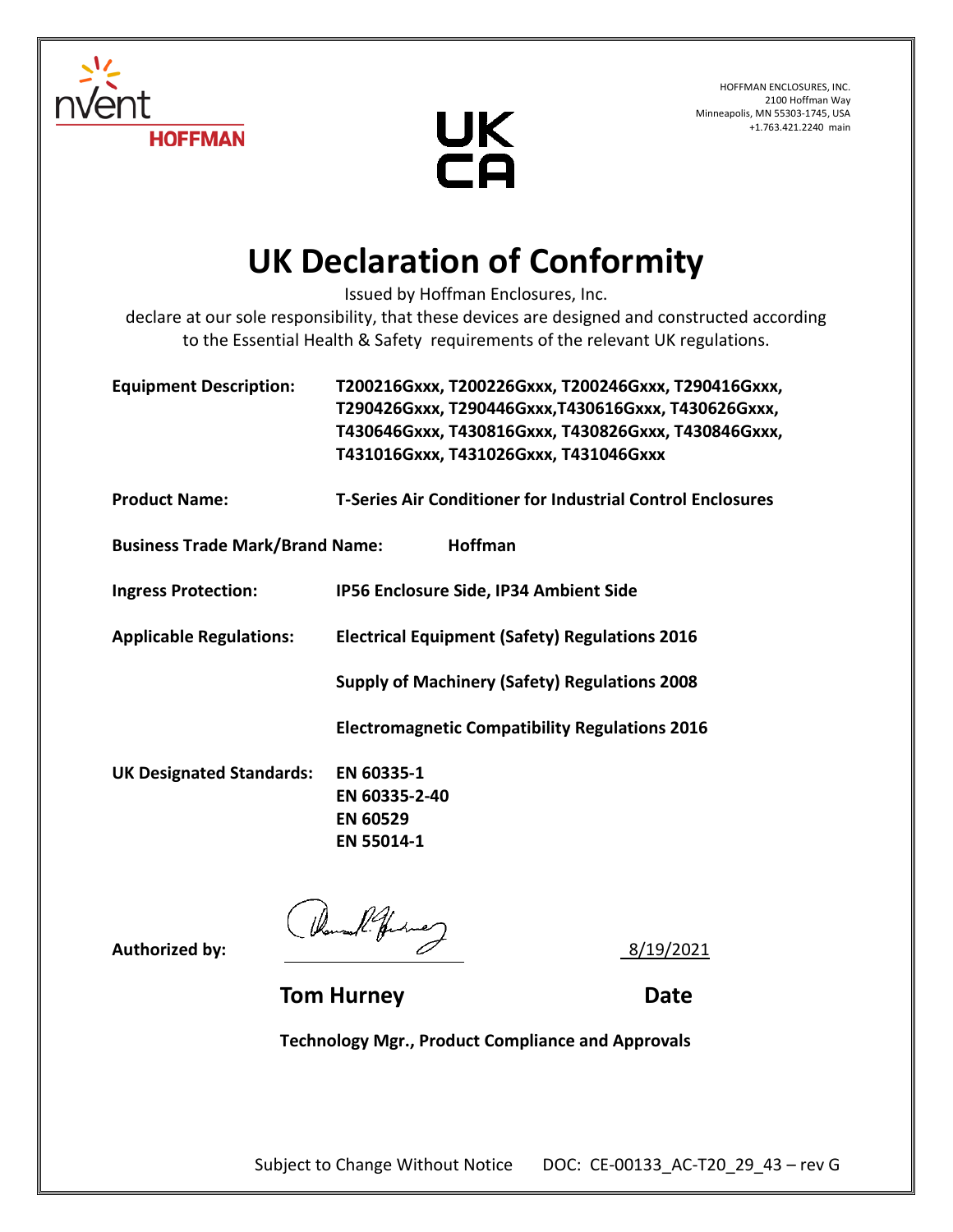nVent HOFFMAN

UK
CA

HOFFMAN ENCLOSURES, INC.
2100 Hoffman Way
Minneapolis, MN 55303-1745, USA
+1.763.421.2240 main

# UK Declaration of Conformity

Issued by Hoffman Enclosures, Inc.
declare at our sole responsibility, that these devices are designed and constructed according to the Essential Health & Safety requirements of the relevant UK regulations.

**Equipment Description:** **T200216Gxxx, T200226Gxxx, T200246Gxxx, T290416Gxxx, T290426Gxxx, T290446Gxxx,T430616Gxxx, T430626Gxxx, T430646Gxxx, T430816Gxxx, T430826Gxxx, T430846Gxxx, T431016Gxxx, T431026Gxxx, T431046Gxxx**

**Product Name:** **T-Series Air Conditioner for Industrial Control Enclosures**

**Business Trade Mark/Brand Name:** **Hoffman**

**Ingress Protection:** **IP56 Enclosure Side, IP34 Ambient Side**

**Applicable Regulations:** **Electrical Equipment (Safety) Regulations 2016**

**Supply of Machinery (Safety) Regulations 2008**

**Electromagnetic Compatibility Regulations 2016**

**UK Designated Standards:** **EN 60335-1**
**EN 60335-2-40**
**EN 60529**
**EN 55014-1**

**Authorized by:** 8/19/2021

**Tom Hurney** **Date**

**Technology Mgr., Product Compliance and Approvals**

Subject to Change Without Notice DOC: CE-00133_AC-T20_29_43 – rev G